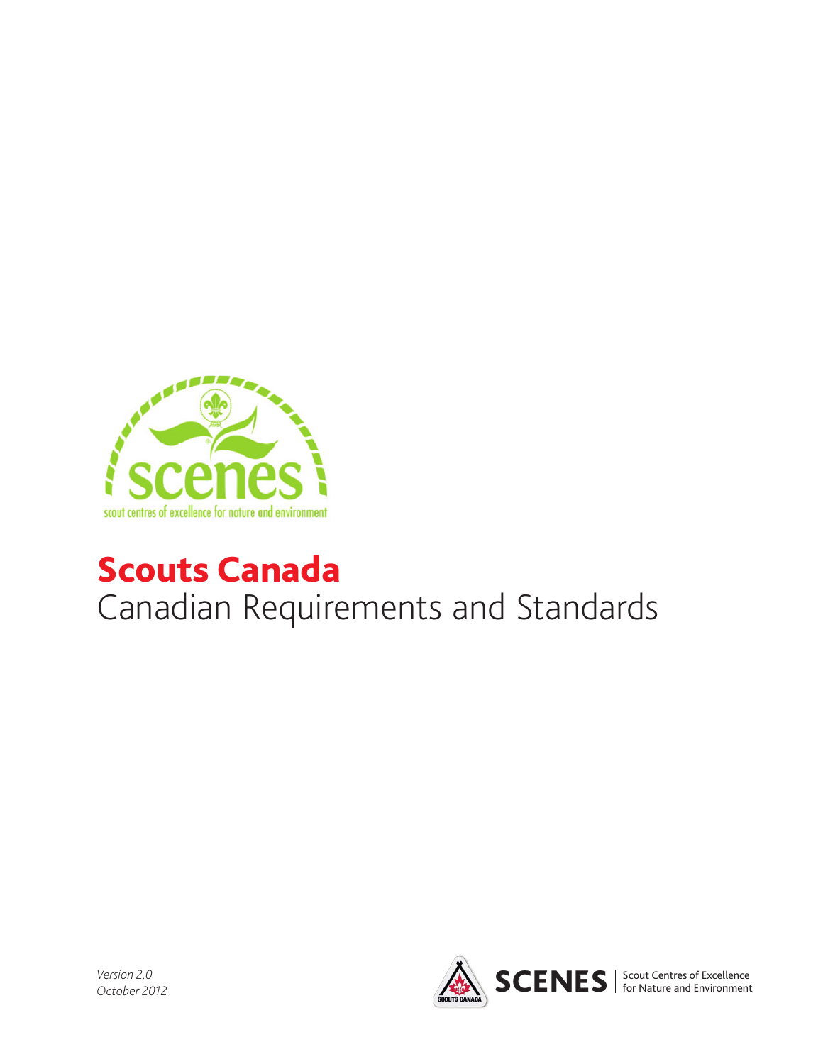scout centres of excellence for nature and environment

# Scouts Canada

## Canadian Requirements and Standards

*Version 2.0*
*October 2012*

SCENES | Scout Centres of Excellence for Nature and Environment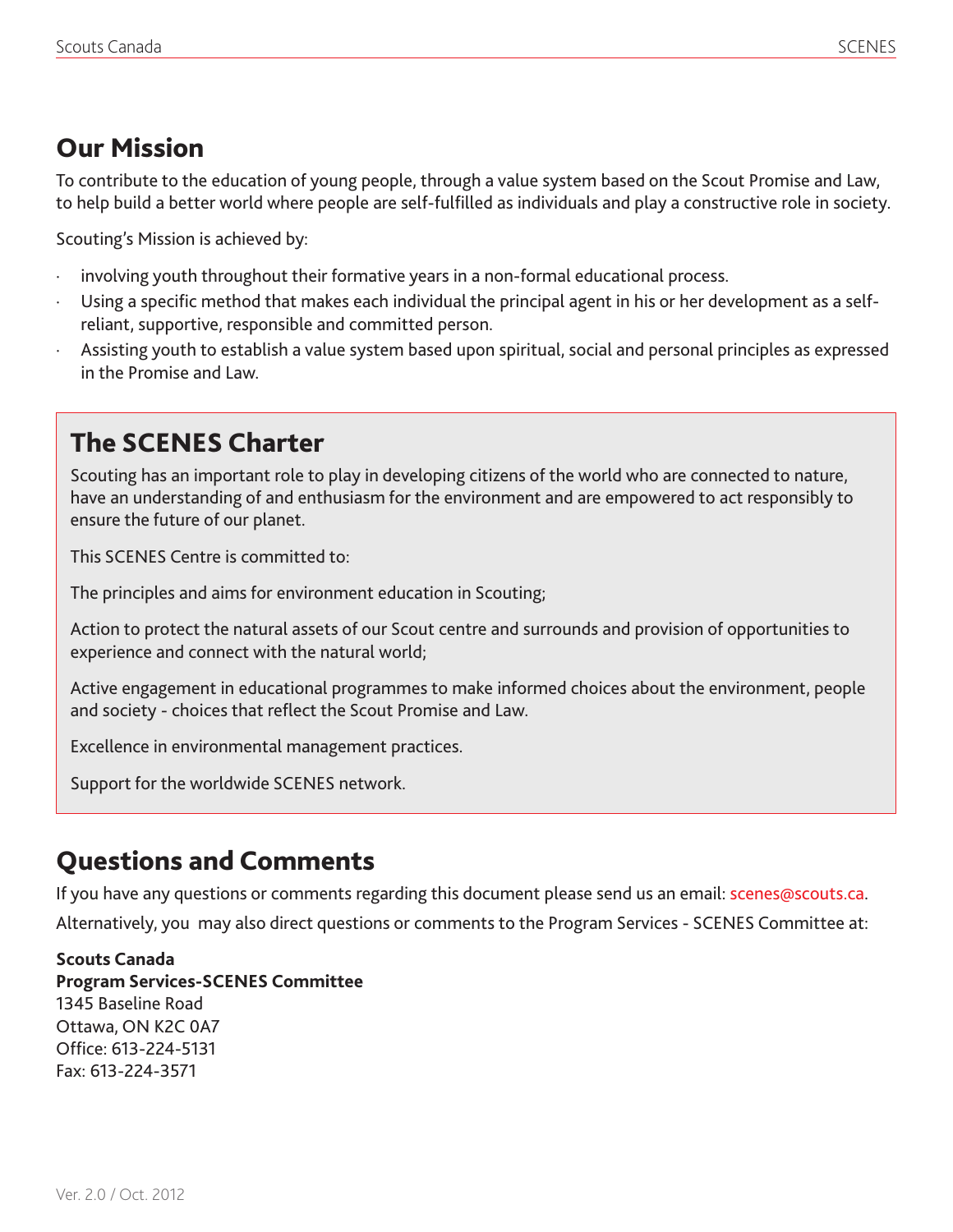## Our Mission

To contribute to the education of young people, through a value system based on the Scout Promise and Law, to help build a better world where people are self-fulfilled as individuals and play a constructive role in society.

Scouting's Mission is achieved by:

- involving youth throughout their formative years in a non-formal educational process.
- Using a specific method that makes each individual the principal agent in his or her development as a self-reliant, supportive, responsible and committed person.
- Assisting youth to establish a value system based upon spiritual, social and personal principles as expressed in the Promise and Law.

## The SCENES Charter

Scouting has an important role to play in developing citizens of the world who are connected to nature, have an understanding of and enthusiasm for the environment and are empowered to act responsibly to ensure the future of our planet.

This SCENES Centre is committed to:

The principles and aims for environment education in Scouting;

Action to protect the natural assets of our Scout centre and surrounds and provision of opportunities to experience and connect with the natural world;

Active engagement in educational programmes to make informed choices about the environment, people and society - choices that reflect the Scout Promise and Law.

Excellence in environmental management practices.

Support for the worldwide SCENES network.

## Questions and Comments

If you have any questions or comments regarding this document please send us an email: scenes@scouts.ca.

Alternatively, you may also direct questions or comments to the Program Services - SCENES Committee at:

**Scouts Canada**
**Program Services-SCENES Committee**
1345 Baseline Road
Ottawa, ON K2C 0A7
Office: 613-224-5131
Fax: 613-224-3571

Ver. 2.0 / Oct. 2012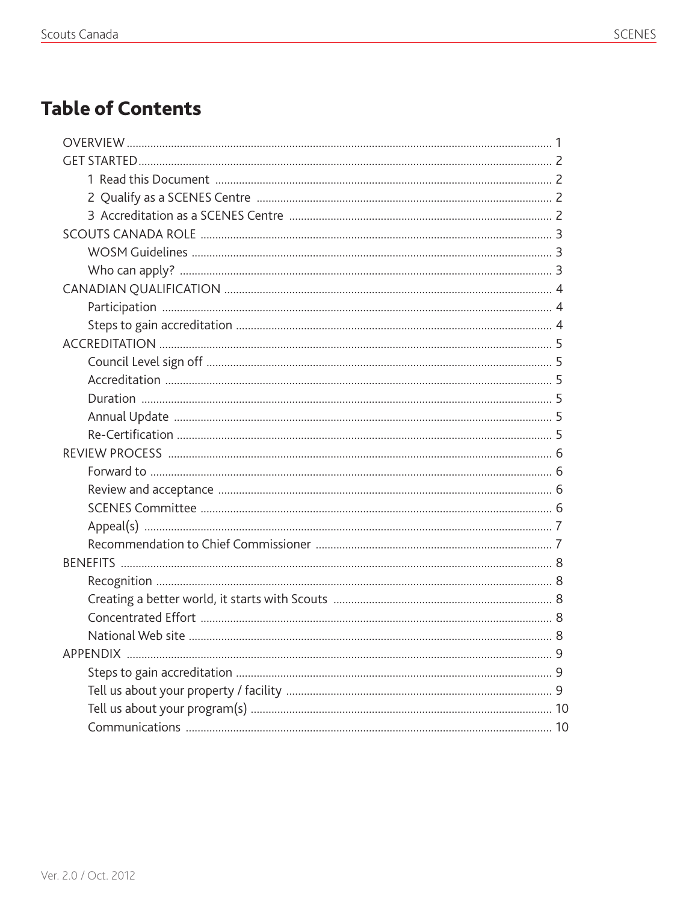# Table of Contents

- OVERVIEW ..... 1
- GET STARTED ..... 2
  - 1 Read this Document ..... 2
  - 2 Qualify as a SCENES Centre ..... 2
  - 3 Accreditation as a SCENES Centre ..... 2
- SCOUTS CANADA ROLE ..... 3
  - WOSM Guidelines ..... 3
  - Who can apply? ..... 3
- CANADIAN QUALIFICATION ..... 4
  - Participation ..... 4
  - Steps to gain accreditation ..... 4
- ACCREDITATION ..... 5
  - Council Level sign off ..... 5
  - Accreditation ..... 5
  - Duration ..... 5
  - Annual Update ..... 5
  - Re-Certification ..... 5
- REVIEW PROCESS ..... 6
  - Forward to ..... 6
  - Review and acceptance ..... 6
  - SCENES Committee ..... 6
  - Appeal(s) ..... 7
  - Recommendation to Chief Commissioner ..... 7
- BENEFITS ..... 8
  - Recognition ..... 8
  - Creating a better world, it starts with Scouts ..... 8
  - Concentrated Effort ..... 8
  - National Web site ..... 8
- APPENDIX ..... 9
  - Steps to gain accreditation ..... 9
  - Tell us about your property / facility ..... 9
  - Tell us about your program(s) ..... 10
  - Communications ..... 10

Ver. 2.0 / Oct. 2012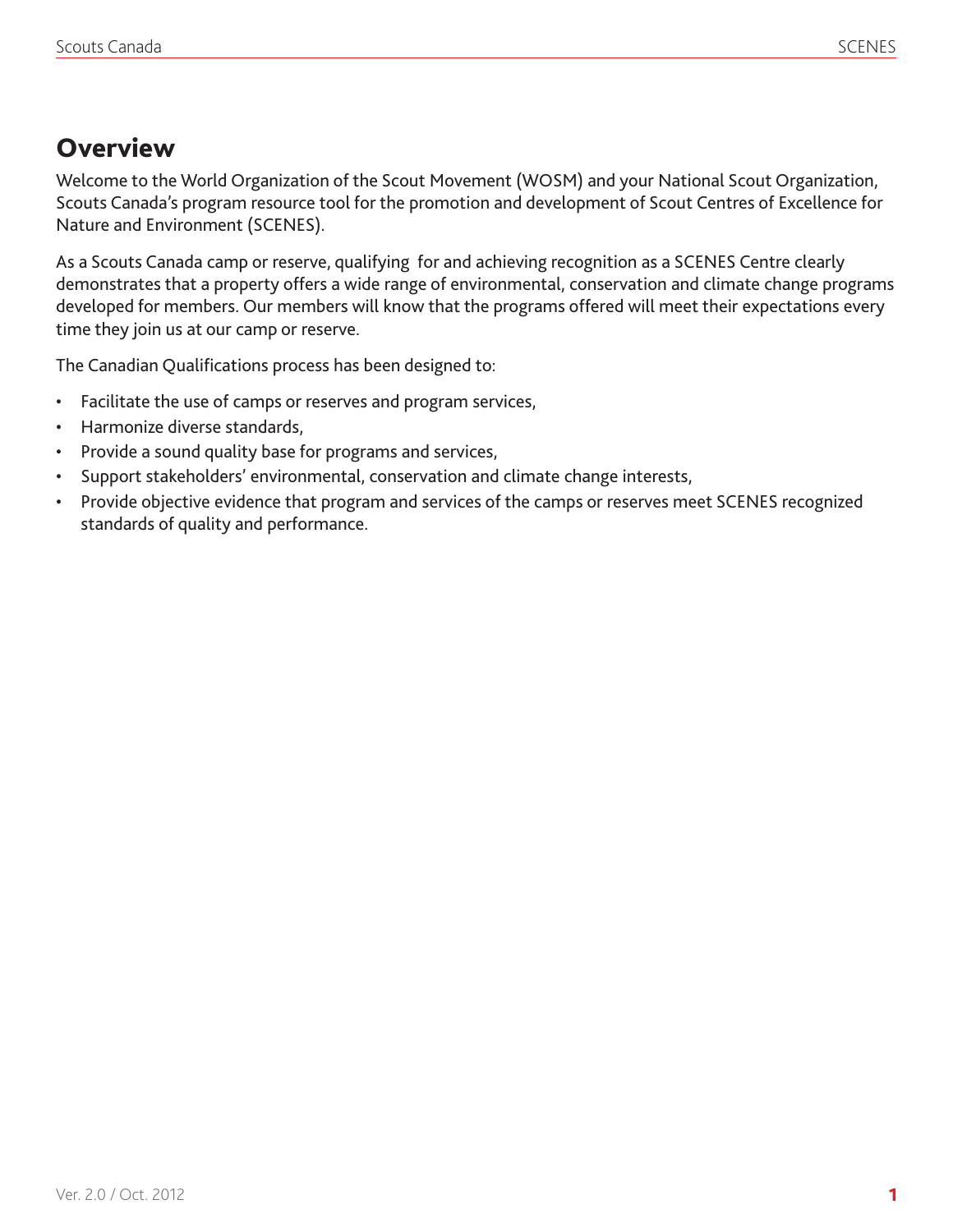## Overview

Welcome to the World Organization of the Scout Movement (WOSM) and your National Scout Organization, Scouts Canada's program resource tool for the promotion and development of Scout Centres of Excellence for Nature and Environment (SCENES).

As a Scouts Canada camp or reserve, qualifying for and achieving recognition as a SCENES Centre clearly demonstrates that a property offers a wide range of environmental, conservation and climate change programs developed for members. Our members will know that the programs offered will meet their expectations every time they join us at our camp or reserve.

The Canadian Qualifications process has been designed to:

- Facilitate the use of camps or reserves and program services,
- Harmonize diverse standards,
- Provide a sound quality base for programs and services,
- Support stakeholders' environmental, conservation and climate change interests,
- Provide objective evidence that program and services of the camps or reserves meet SCENES recognized standards of quality and performance.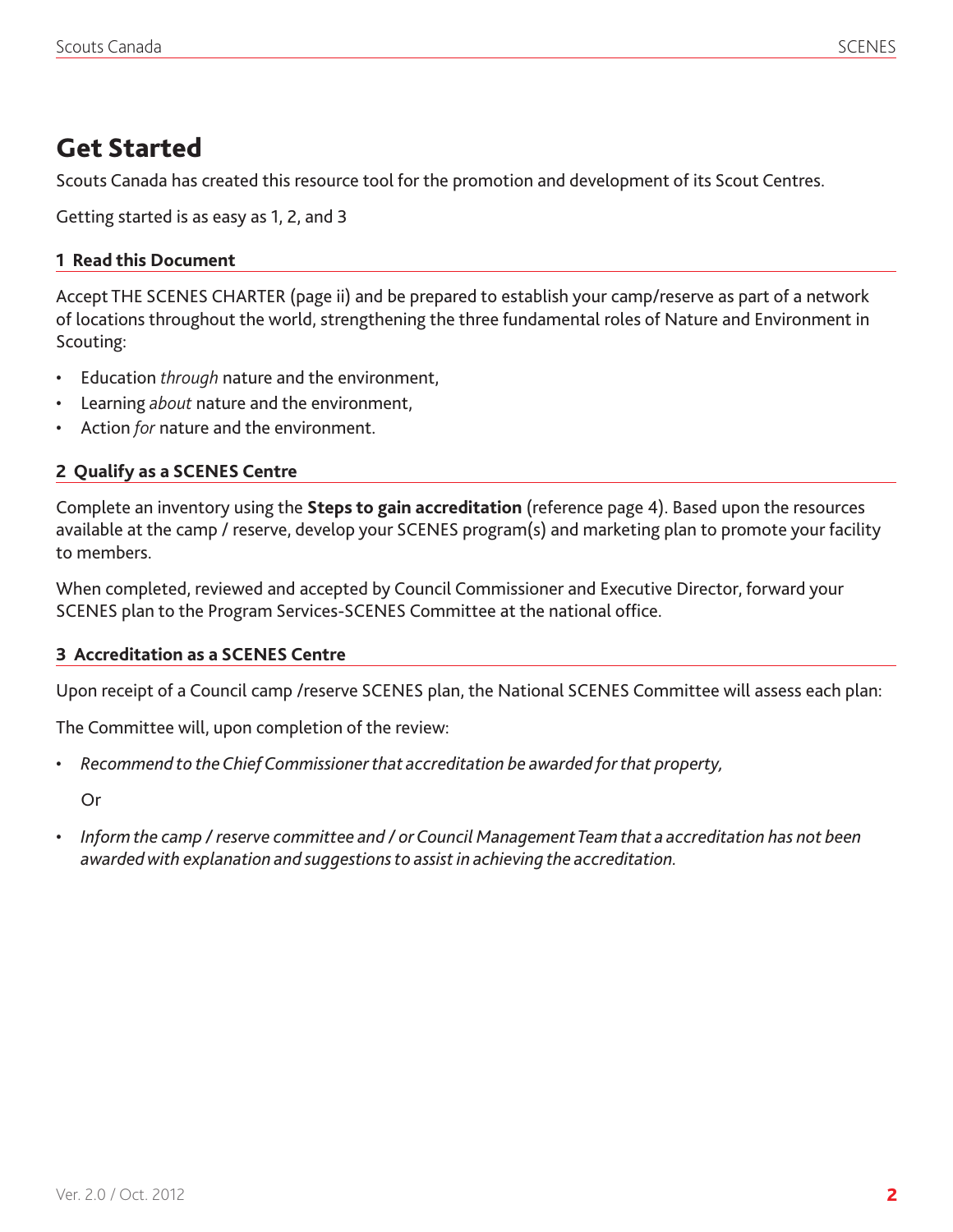# Get Started

Scouts Canada has created this resource tool for the promotion and development of its Scout Centres.

Getting started is as easy as 1, 2, and 3

### 1 Read this Document

Accept THE SCENES CHARTER (page ii) and be prepared to establish your camp/reserve as part of a network of locations throughout the world, strengthening the three fundamental roles of Nature and Environment in Scouting:

- Education *through* nature and the environment,
- Learning *about* nature and the environment,
- Action *for* nature and the environment.

### 2 Qualify as a SCENES Centre

Complete an inventory using the **Steps to gain accreditation** (reference page 4). Based upon the resources available at the camp / reserve, develop your SCENES program(s) and marketing plan to promote your facility to members.

When completed, reviewed and accepted by Council Commissioner and Executive Director, forward your SCENES plan to the Program Services-SCENES Committee at the national office.

### 3 Accreditation as a SCENES Centre

Upon receipt of a Council camp /reserve SCENES plan, the National SCENES Committee will assess each plan:

The Committee will, upon completion of the review:

- *Recommend to the Chief Commissioner that accreditation be awarded for that property,*

  Or

- *Inform the camp / reserve committee and / or Council Management Team that a accreditation has not been awarded with explanation and suggestions to assist in achieving the accreditation.*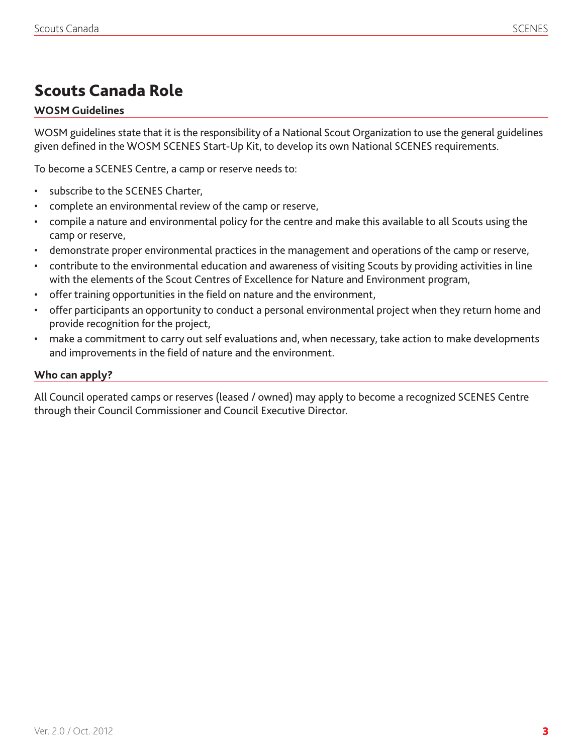# Scouts Canada Role

### WOSM Guidelines

WOSM guidelines state that it is the responsibility of a National Scout Organization to use the general guidelines given defined in the WOSM SCENES Start-Up Kit, to develop its own National SCENES requirements.

To become a SCENES Centre, a camp or reserve needs to:

- subscribe to the SCENES Charter,
- complete an environmental review of the camp or reserve,
- compile a nature and environmental policy for the centre and make this available to all Scouts using the camp or reserve,
- demonstrate proper environmental practices in the management and operations of the camp or reserve,
- contribute to the environmental education and awareness of visiting Scouts by providing activities in line with the elements of the Scout Centres of Excellence for Nature and Environment program,
- offer training opportunities in the field on nature and the environment,
- offer participants an opportunity to conduct a personal environmental project when they return home and provide recognition for the project,
- make a commitment to carry out self evaluations and, when necessary, take action to make developments and improvements in the field of nature and the environment.

### Who can apply?

All Council operated camps or reserves (leased / owned) may apply to become a recognized SCENES Centre through their Council Commissioner and Council Executive Director.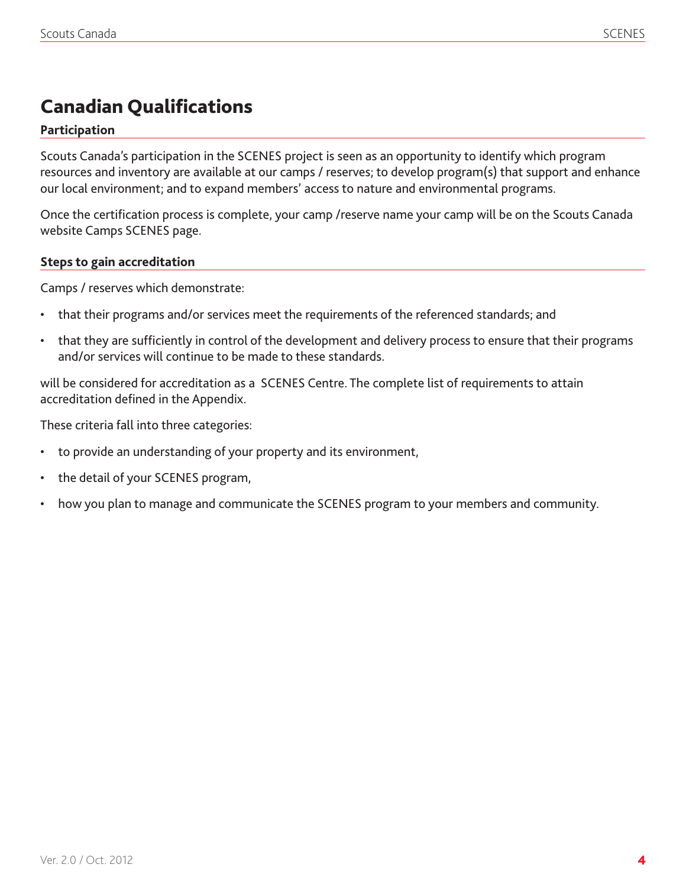# Canadian Qualifications

### Participation

Scouts Canada's participation in the SCENES project is seen as an opportunity to identify which program resources and inventory are available at our camps / reserves; to develop program(s) that support and enhance our local environment; and to expand members' access to nature and environmental programs.

Once the certification process is complete, your camp /reserve name your camp will be on the Scouts Canada website Camps SCENES page.

### Steps to gain accreditation

Camps / reserves which demonstrate:

- that their programs and/or services meet the requirements of the referenced standards; and
- that they are sufficiently in control of the development and delivery process to ensure that their programs and/or services will continue to be made to these standards.

will be considered for accreditation as a SCENES Centre. The complete list of requirements to attain accreditation defined in the Appendix.

These criteria fall into three categories:

- to provide an understanding of your property and its environment,
- the detail of your SCENES program,
- how you plan to manage and communicate the SCENES program to your members and community.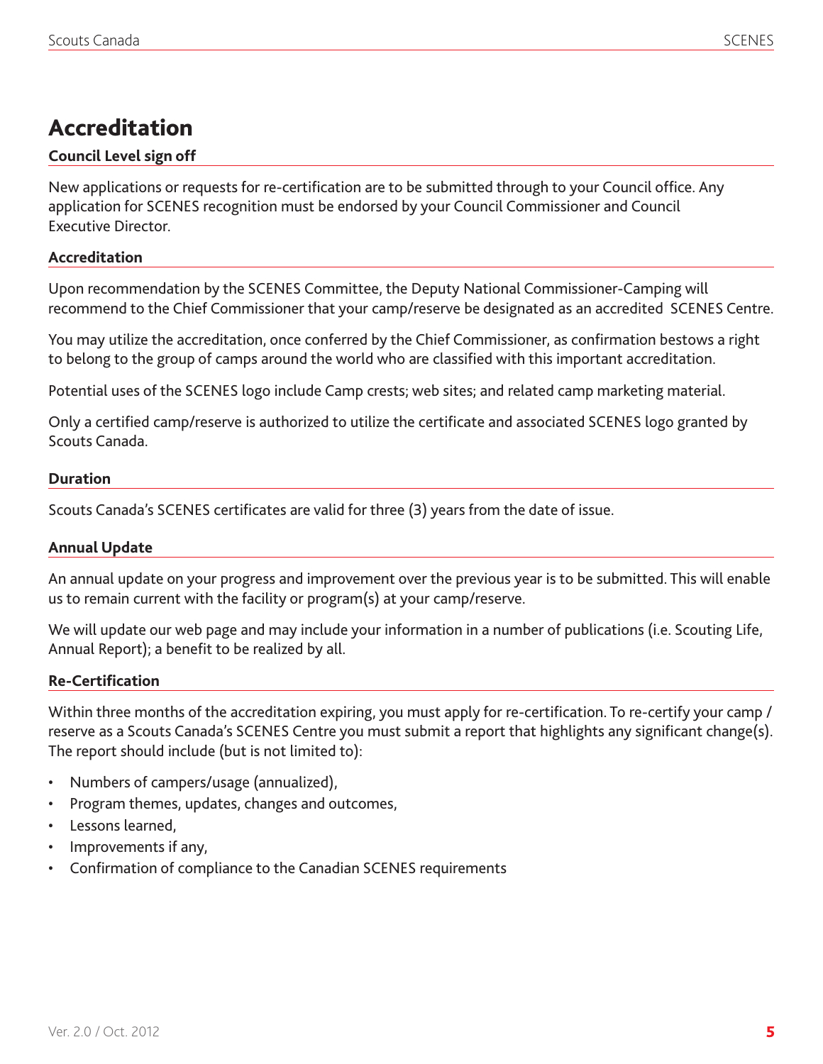# Accreditation

### Council Level sign off

New applications or requests for re-certification are to be submitted through to your Council office. Any application for SCENES recognition must be endorsed by your Council Commissioner and Council Executive Director.

### Accreditation

Upon recommendation by the SCENES Committee, the Deputy National Commissioner-Camping will recommend to the Chief Commissioner that your camp/reserve be designated as an accredited SCENES Centre.

You may utilize the accreditation, once conferred by the Chief Commissioner, as confirmation bestows a right to belong to the group of camps around the world who are classified with this important accreditation.

Potential uses of the SCENES logo include Camp crests; web sites; and related camp marketing material.

Only a certified camp/reserve is authorized to utilize the certificate and associated SCENES logo granted by Scouts Canada.

### Duration

Scouts Canada's SCENES certificates are valid for three (3) years from the date of issue.

### Annual Update

An annual update on your progress and improvement over the previous year is to be submitted. This will enable us to remain current with the facility or program(s) at your camp/reserve.

We will update our web page and may include your information in a number of publications (i.e. Scouting Life, Annual Report); a benefit to be realized by all.

### Re-Certification

Within three months of the accreditation expiring, you must apply for re-certification. To re-certify your camp / reserve as a Scouts Canada's SCENES Centre you must submit a report that highlights any significant change(s). The report should include (but is not limited to):

- Numbers of campers/usage (annualized),
- Program themes, updates, changes and outcomes,
- Lessons learned,
- Improvements if any,
- Confirmation of compliance to the Canadian SCENES requirements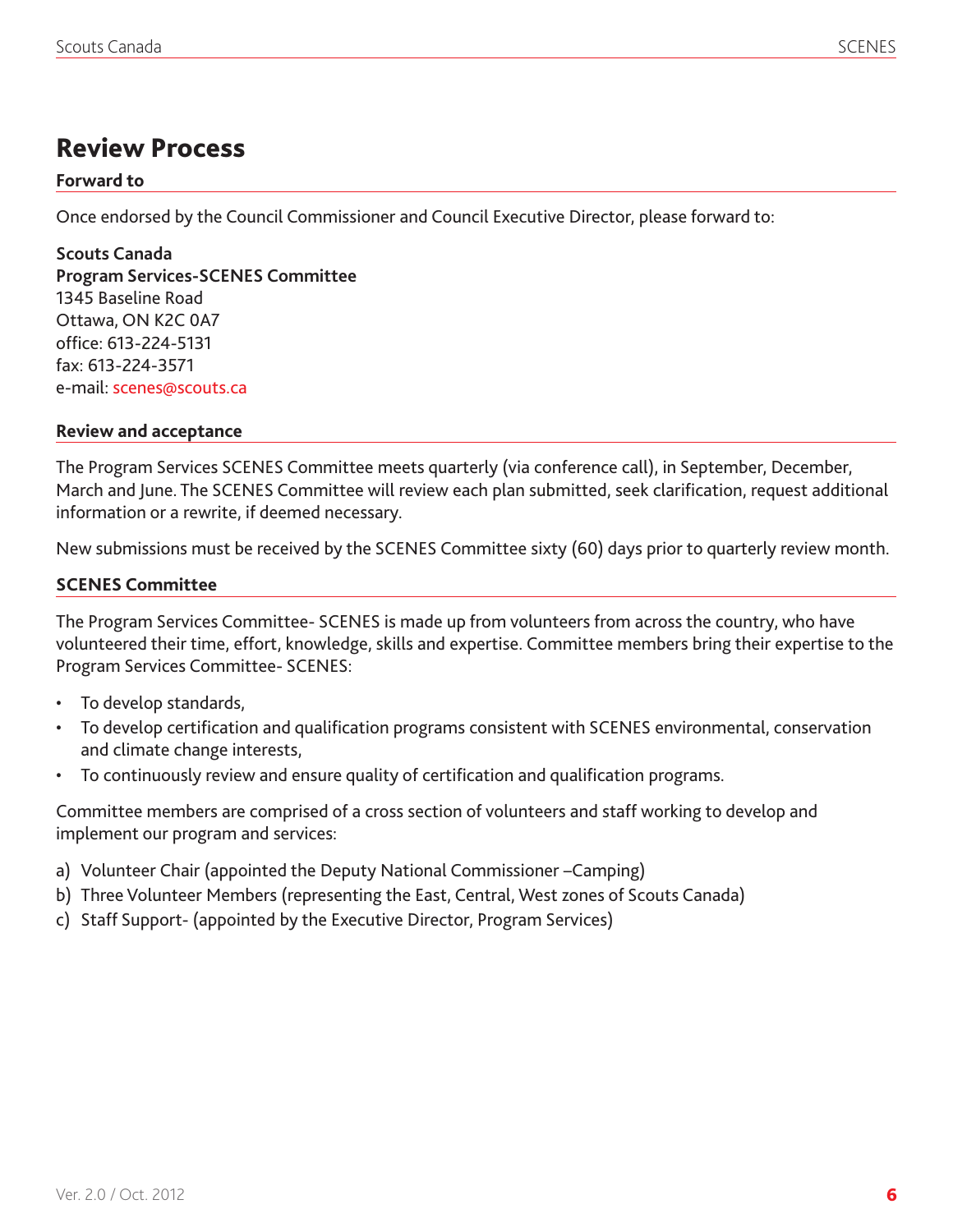# Review Process

### Forward to

Once endorsed by the Council Commissioner and Council Executive Director, please forward to:

**Scouts Canada**
**Program Services-SCENES Committee**
1345 Baseline Road
Ottawa, ON K2C 0A7
office: 613-224-5131
fax: 613-224-3571
e-mail: scenes@scouts.ca

### Review and acceptance

The Program Services SCENES Committee meets quarterly (via conference call), in September, December, March and June. The SCENES Committee will review each plan submitted, seek clarification, request additional information or a rewrite, if deemed necessary.

New submissions must be received by the SCENES Committee sixty (60) days prior to quarterly review month.

### SCENES Committee

The Program Services Committee- SCENES is made up from volunteers from across the country, who have volunteered their time, effort, knowledge, skills and expertise. Committee members bring their expertise to the Program Services Committee- SCENES:

- To develop standards,
- To develop certification and qualification programs consistent with SCENES environmental, conservation and climate change interests,
- To continuously review and ensure quality of certification and qualification programs.

Committee members are comprised of a cross section of volunteers and staff working to develop and implement our program and services:

a) Volunteer Chair (appointed the Deputy National Commissioner –Camping)
b) Three Volunteer Members (representing the East, Central, West zones of Scouts Canada)
c) Staff Support- (appointed by the Executive Director, Program Services)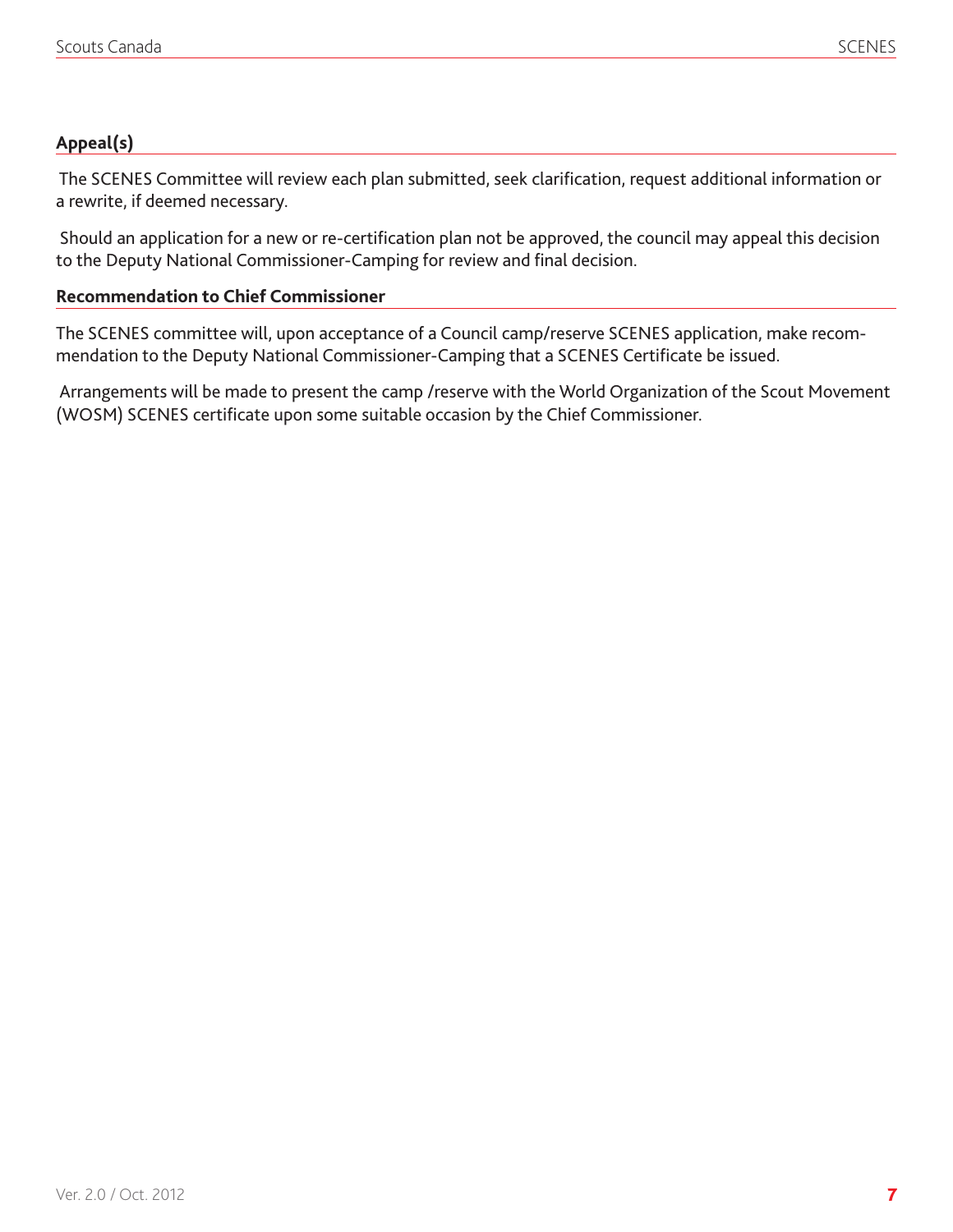## Appeal(s)

The SCENES Committee will review each plan submitted, seek clarification, request additional information or a rewrite, if deemed necessary.

Should an application for a new or re-certification plan not be approved, the council may appeal this decision to the Deputy National Commissioner-Camping for review and final decision.

## Recommendation to Chief Commissioner

The SCENES committee will, upon acceptance of a Council camp/reserve SCENES application, make recommendation to the Deputy National Commissioner-Camping that a SCENES Certificate be issued.

Arrangements will be made to present the camp /reserve with the World Organization of the Scout Movement (WOSM) SCENES certificate upon some suitable occasion by the Chief Commissioner.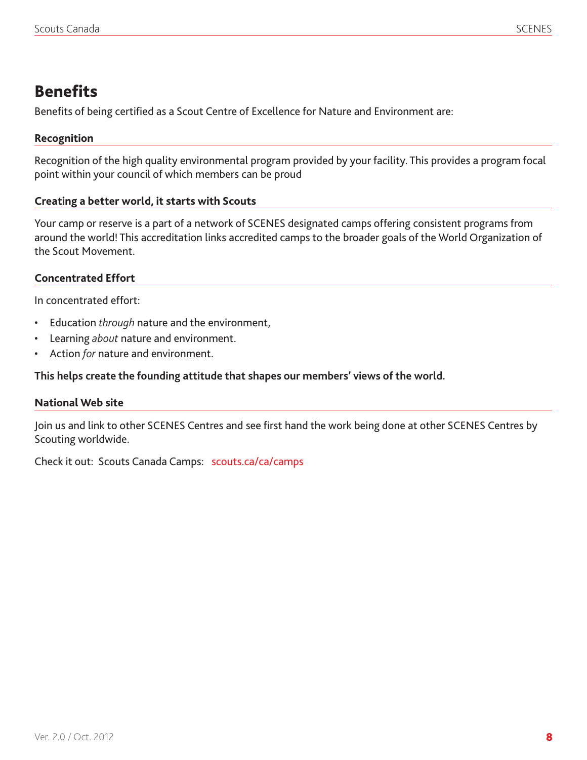## Benefits

Benefits of being certified as a Scout Centre of Excellence for Nature and Environment are:

### Recognition

Recognition of the high quality environmental program provided by your facility. This provides a program focal point within your council of which members can be proud

### Creating a better world, it starts with Scouts

Your camp or reserve is a part of a network of SCENES designated camps offering consistent programs from around the world! This accreditation links accredited camps to the broader goals of the World Organization of the Scout Movement.

### Concentrated Effort

In concentrated effort:

- Education *through* nature and the environment,
- Learning *about* nature and environment.
- Action *for* nature and environment.

**This helps create the founding attitude that shapes our members' views of the world.**

### National Web site

Join us and link to other SCENES Centres and see first hand the work being done at other SCENES Centres by Scouting worldwide.

Check it out: Scouts Canada Camps: scouts.ca/ca/camps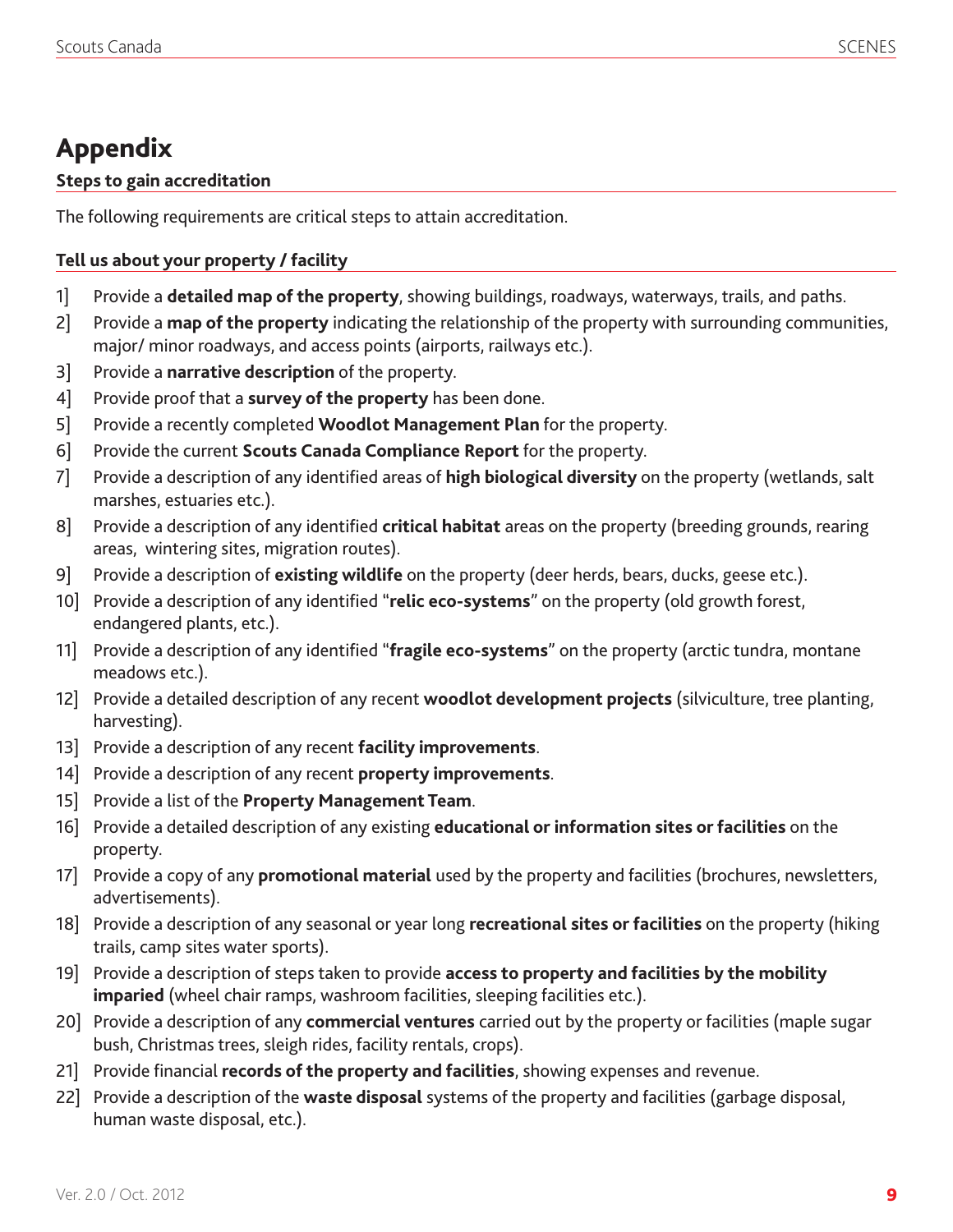# Appendix

**Steps to gain accreditation**

The following requirements are critical steps to attain accreditation.

**Tell us about your property / facility**

1] Provide a **detailed map of the property**, showing buildings, roadways, waterways, trails, and paths.

2] Provide a **map of the property** indicating the relationship of the property with surrounding communities, major/ minor roadways, and access points (airports, railways etc.).

3] Provide a **narrative description** of the property.

4] Provide proof that a **survey of the property** has been done.

5] Provide a recently completed **Woodlot Management Plan** for the property.

6] Provide the current **Scouts Canada Compliance Report** for the property.

7] Provide a description of any identified areas of **high biological diversity** on the property (wetlands, salt marshes, estuaries etc.).

8] Provide a description of any identified **critical habitat** areas on the property (breeding grounds, rearing areas, wintering sites, migration routes).

9] Provide a description of **existing wildlife** on the property (deer herds, bears, ducks, geese etc.).

10] Provide a description of any identified "**relic eco-systems**" on the property (old growth forest, endangered plants, etc.).

11] Provide a description of any identified "**fragile eco-systems**" on the property (arctic tundra, montane meadows etc.).

12] Provide a detailed description of any recent **woodlot development projects** (silviculture, tree planting, harvesting).

13] Provide a description of any recent **facility improvements**.

14] Provide a description of any recent **property improvements**.

15] Provide a list of the **Property Management Team**.

16] Provide a detailed description of any existing **educational or information sites or facilities** on the property.

17] Provide a copy of any **promotional material** used by the property and facilities (brochures, newsletters, advertisements).

18] Provide a description of any seasonal or year long **recreational sites or facilities** on the property (hiking trails, camp sites water sports).

19] Provide a description of steps taken to provide **access to property and facilities by the mobility imparied** (wheel chair ramps, washroom facilities, sleeping facilities etc.).

20] Provide a description of any **commercial ventures** carried out by the property or facilities (maple sugar bush, Christmas trees, sleigh rides, facility rentals, crops).

21] Provide financial **records of the property and facilities**, showing expenses and revenue.

22] Provide a description of the **waste disposal** systems of the property and facilities (garbage disposal, human waste disposal, etc.).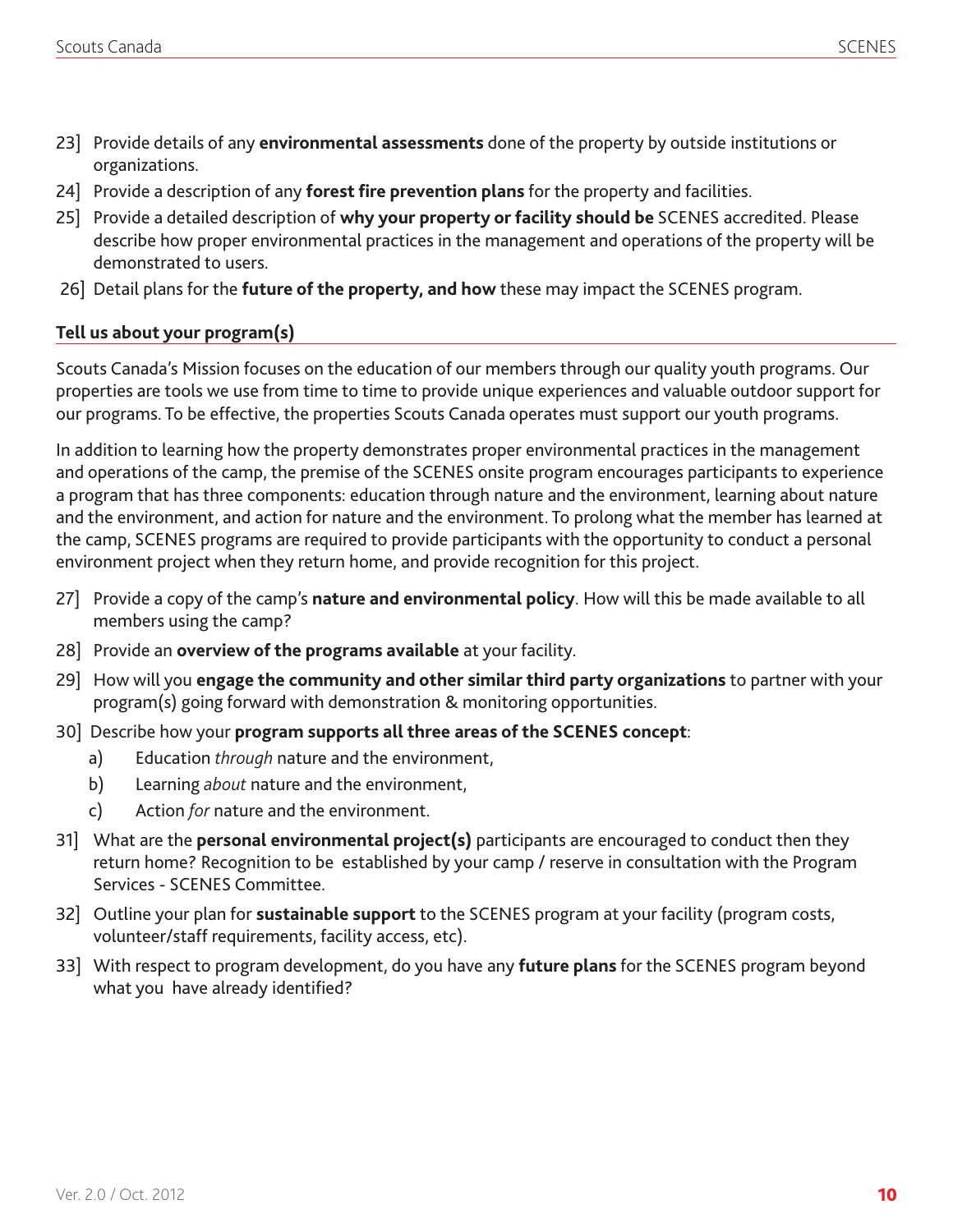23] Provide details of any **environmental assessments** done of the property by outside institutions or organizations.

24] Provide a description of any **forest fire prevention plans** for the property and facilities.

25] Provide a detailed description of **why your property or facility should be** SCENES accredited. Please describe how proper environmental practices in the management and operations of the property will be demonstrated to users.

26] Detail plans for the **future of the property, and how** these may impact the SCENES program.

**Tell us about your program(s)**

Scouts Canada's Mission focuses on the education of our members through our quality youth programs. Our properties are tools we use from time to time to provide unique experiences and valuable outdoor support for our programs. To be effective, the properties Scouts Canada operates must support our youth programs.

In addition to learning how the property demonstrates proper environmental practices in the management and operations of the camp, the premise of the SCENES onsite program encourages participants to experience a program that has three components: education through nature and the environment, learning about nature and the environment, and action for nature and the environment. To prolong what the member has learned at the camp, SCENES programs are required to provide participants with the opportunity to conduct a personal environment project when they return home, and provide recognition for this project.

27] Provide a copy of the camp's **nature and environmental policy**. How will this be made available to all members using the camp?

28] Provide an **overview of the programs available** at your facility.

29] How will you **engage the community and other similar third party organizations** to partner with your program(s) going forward with demonstration & monitoring opportunities.

30] Describe how your **program supports all three areas of the SCENES concept**:

a) Education *through* nature and the environment,

b) Learning *about* nature and the environment,

c) Action *for* nature and the environment.

31] What are the **personal environmental project(s)** participants are encouraged to conduct then they return home? Recognition to be established by your camp / reserve in consultation with the Program Services - SCENES Committee.

32] Outline your plan for **sustainable support** to the SCENES program at your facility (program costs, volunteer/staff requirements, facility access, etc).

33] With respect to program development, do you have any **future plans** for the SCENES program beyond what you have already identified?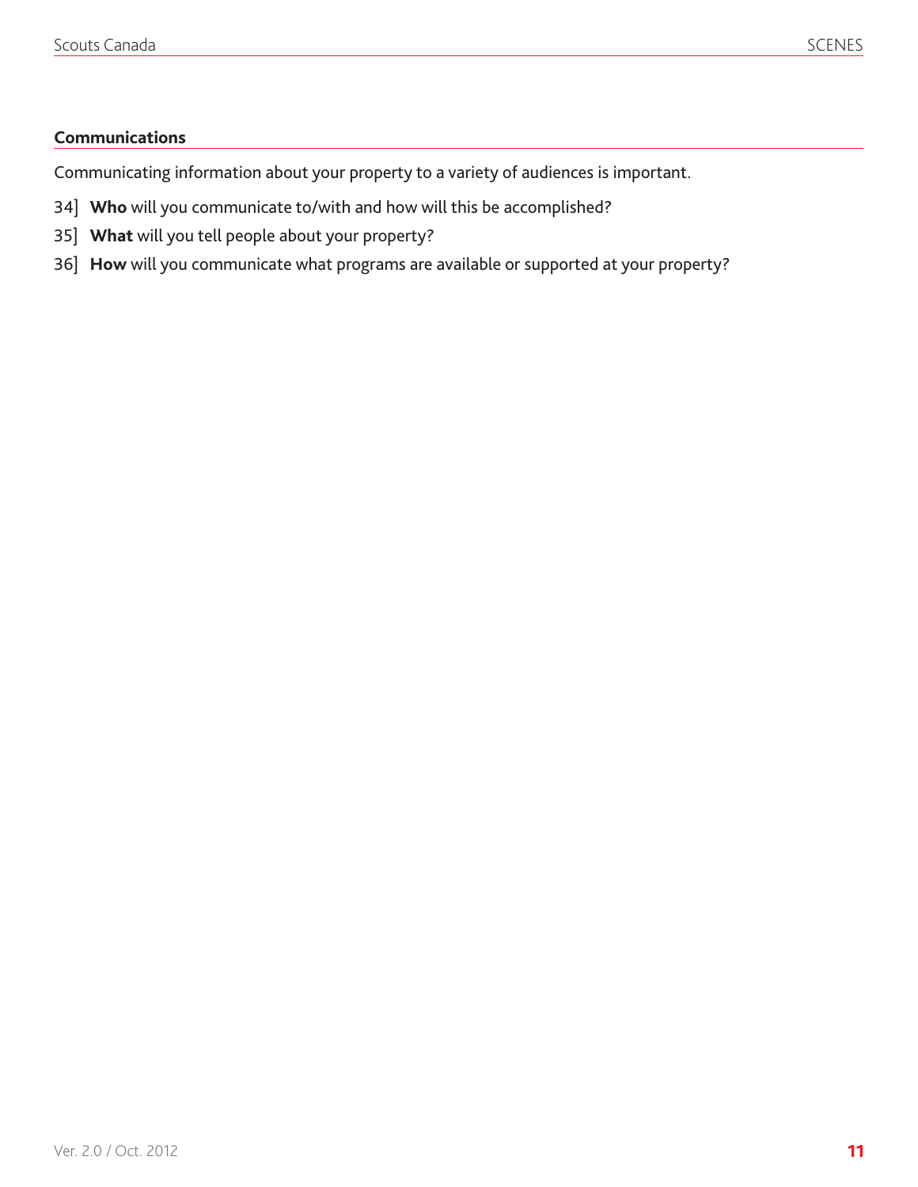### Communications

Communicating information about your property to a variety of audiences is important.

34] **Who** will you communicate to/with and how will this be accomplished?

35] **What** will you tell people about your property?

36] **How** will you communicate what programs are available or supported at your property?